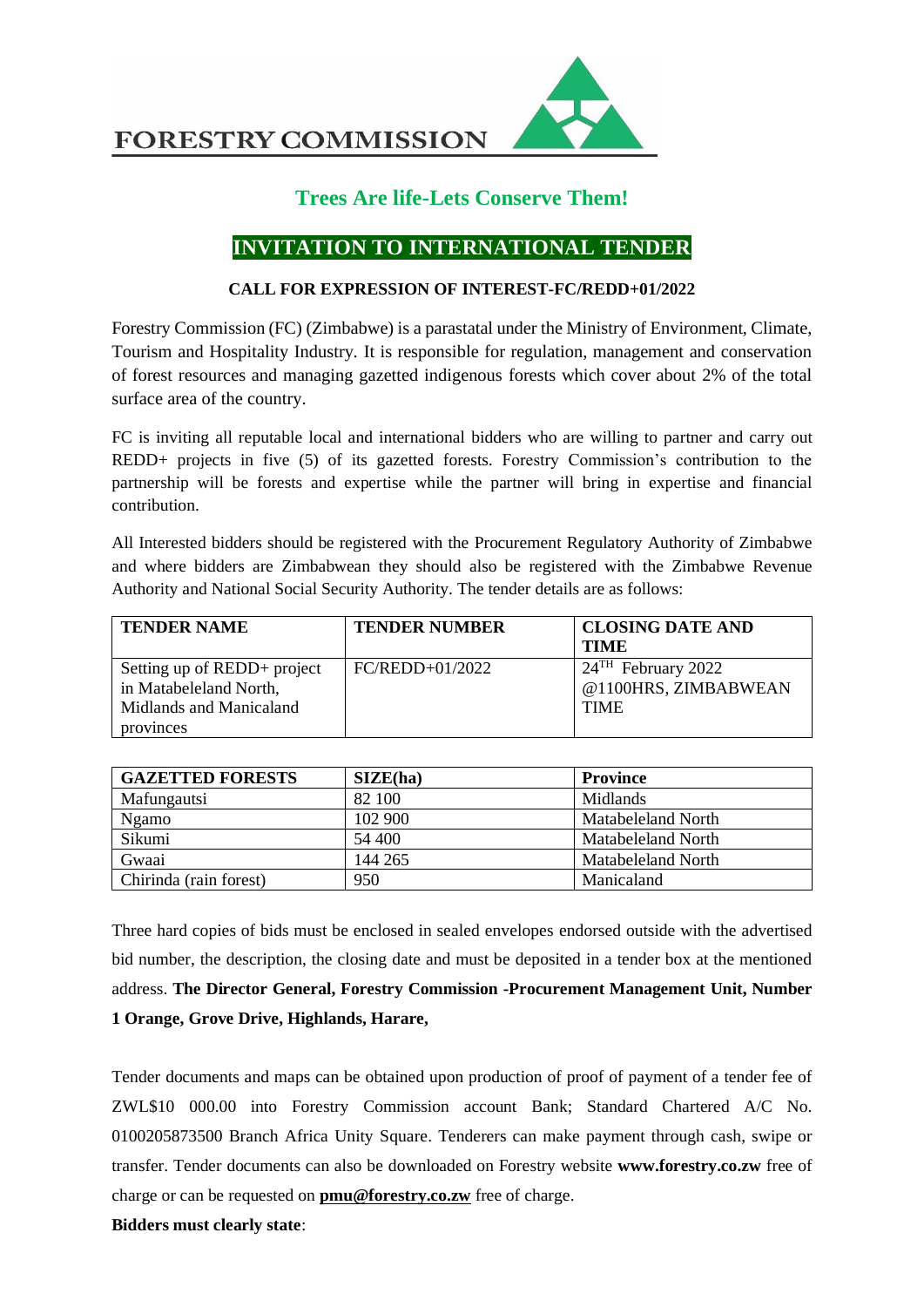# FORESTRY COMMISSION

## Trees Are life-Lets Conserve Them!

## INVITATION TO INTERNATIONAL TENDER

**CALL FOR EXPRESSION OF INTEREST-FC/REDD+01/2022**

Forestry Commission (FC) (Zimbabwe) is a parastatal under the Ministry of Environment, Climate, Tourism and Hospitality Industry. It is responsible for regulation, management and conservation of forest resources and managing gazetted indigenous forests which cover about 2% of the total surface area of the country.

FC is inviting all reputable local and international bidders who are willing to partner and carry out REDD+ projects in five (5) of its gazetted forests. Forestry Commission's contribution to the partnership will be forests and expertise while the partner will bring in expertise and financial contribution.

All Interested bidders should be registered with the Procurement Regulatory Authority of Zimbabwe and where bidders are Zimbabwean they should also be registered with the Zimbabwe Revenue Authority and National Social Security Authority. The tender details are as follows:

| TENDER NAME | TENDER NUMBER | CLOSING DATE AND TIME |
|---|---|---|
| Setting up of REDD+ project in Matabeleland North, Midlands and Manicaland provinces | FC/REDD+01/2022 | 24TH February 2022 @1100HRS, ZIMBABWEAN TIME |

| GAZETTED FORESTS | SIZE(ha) | Province |
|---|---|---|
| Mafungautsi | 82 100 | Midlands |
| Ngamo | 102 900 | Matabeleland North |
| Sikumi | 54 400 | Matabeleland North |
| Gwaai | 144 265 | Matabeleland North |
| Chirinda (rain forest) | 950 | Manicaland |

Three hard copies of bids must be enclosed in sealed envelopes endorsed outside with the advertised bid number, the description, the closing date and must be deposited in a tender box at the mentioned address. **The Director General, Forestry Commission -Procurement Management Unit, Number 1 Orange, Grove Drive, Highlands, Harare,**

Tender documents and maps can be obtained upon production of proof of payment of a tender fee of ZWL$10 000.00 into Forestry Commission account Bank; Standard Chartered A/C No. 0100205873500 Branch Africa Unity Square. Tenderers can make payment through cash, swipe or transfer. Tender documents can also be downloaded on Forestry website **www.forestry.co.zw** free of charge or can be requested on **pmu@forestry.co.zw** free of charge.

**Bidders must clearly state**: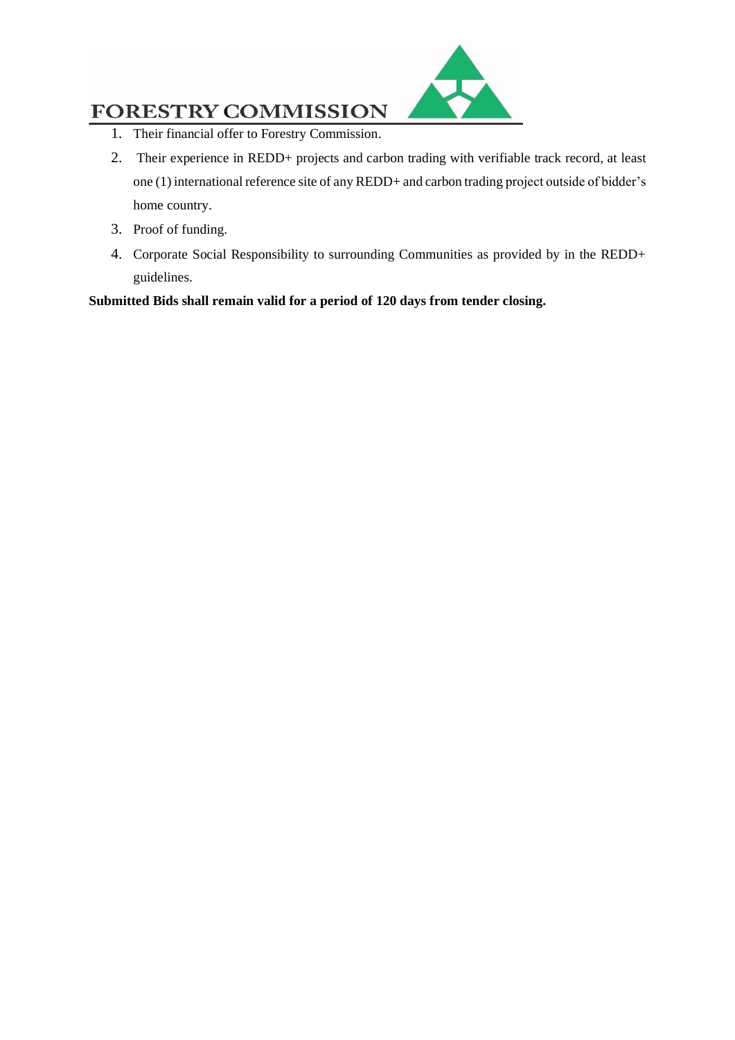1. Their financial offer to Forestry Commission.
2. Their experience in REDD+ projects and carbon trading with verifiable track record, at least one (1) international reference site of any REDD+ and carbon trading project outside of bidder's home country.
3. Proof of funding.
4. Corporate Social Responsibility to surrounding Communities as provided by in the REDD+ guidelines.

**Submitted Bids shall remain valid for a period of 120 days from tender closing.**